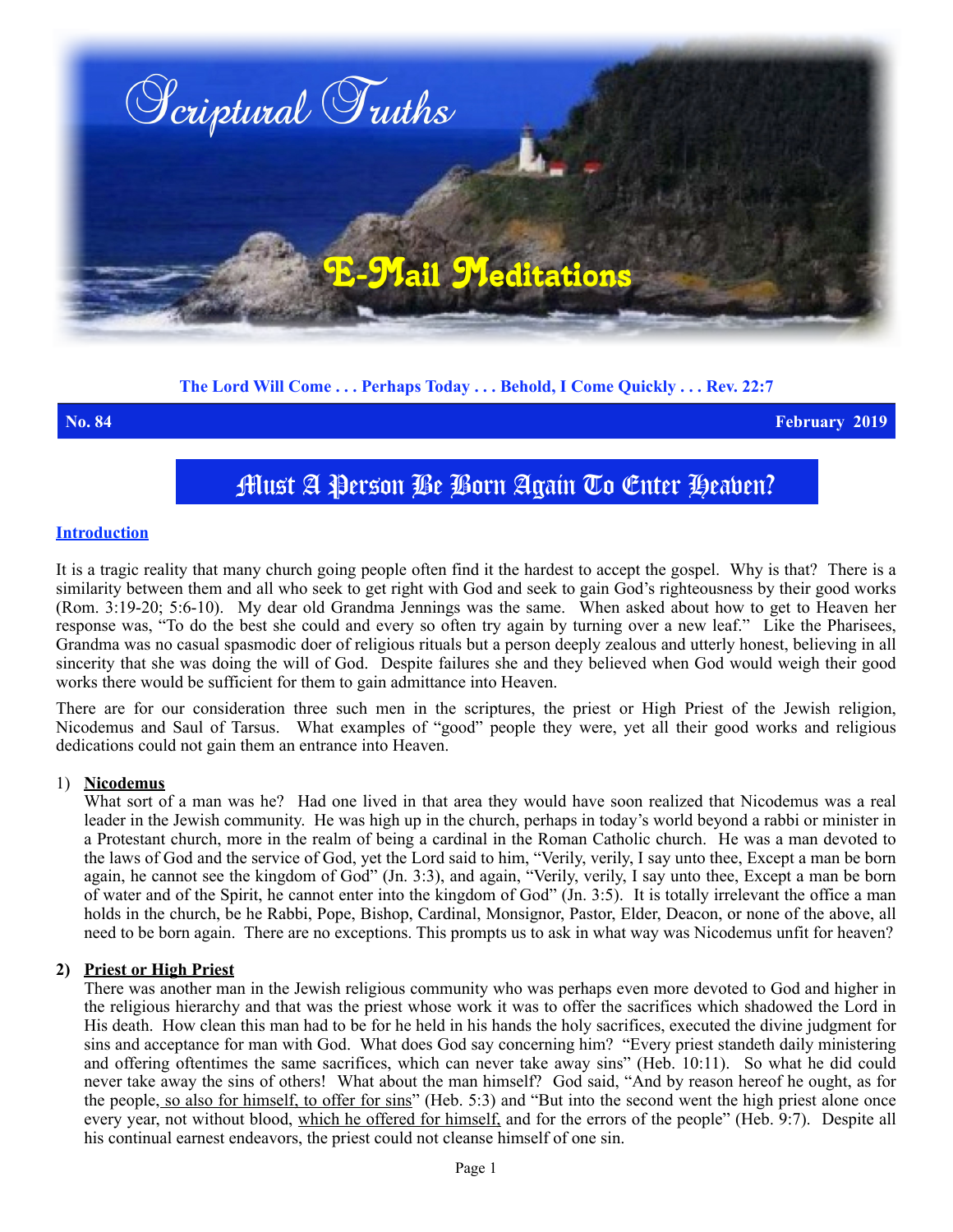# Scriptural Truths

## E-Mail Meditations

**The Lord Will Come . . . Perhaps Today . . . Behold, I Come Quickly . . . Rev. 22:7**

**No. 84** **February 2019**

# Must A Person Be Born Again To Enter Heaven?

## Introduction

It is a tragic reality that many church going people often find it the hardest to accept the gospel. Why is that? There is a similarity between them and all who seek to get right with God and seek to gain God's righteousness by their good works (Rom. 3:19-20; 5:6-10). My dear old Grandma Jennings was the same. When asked about how to get to Heaven her response was, "To do the best she could and every so often try again by turning over a new leaf." Like the Pharisees, Grandma was no casual spasmodic doer of religious rituals but a person deeply zealous and utterly honest, believing in all sincerity that she was doing the will of God. Despite failures she and they believed when God would weigh their good works there would be sufficient for them to gain admittance into Heaven.

There are for our consideration three such men in the scriptures, the priest or High Priest of the Jewish religion, Nicodemus and Saul of Tarsus. What examples of "good" people they were, yet all their good works and religious dedications could not gain them an entrance into Heaven.

### 1) Nicodemus

What sort of a man was he? Had one lived in that area they would have soon realized that Nicodemus was a real leader in the Jewish community. He was high up in the church, perhaps in today's world beyond a rabbi or minister in a Protestant church, more in the realm of being a cardinal in the Roman Catholic church. He was a man devoted to the laws of God and the service of God, yet the Lord said to him, "Verily, verily, I say unto thee, Except a man be born again, he cannot see the kingdom of God" (Jn. 3:3), and again, "Verily, verily, I say unto thee, Except a man be born of water and of the Spirit, he cannot enter into the kingdom of God" (Jn. 3:5). It is totally irrelevant the office a man holds in the church, be he Rabbi, Pope, Bishop, Cardinal, Monsignor, Pastor, Elder, Deacon, or none of the above, all need to be born again. There are no exceptions. This prompts us to ask in what way was Nicodemus unfit for heaven?

### 2) Priest or High Priest

There was another man in the Jewish religious community who was perhaps even more devoted to God and higher in the religious hierarchy and that was the priest whose work it was to offer the sacrifices which shadowed the Lord in His death. How clean this man had to be for he held in his hands the holy sacrifices, executed the divine judgment for sins and acceptance for man with God. What does God say concerning him? "Every priest standeth daily ministering and offering oftentimes the same sacrifices, which can never take away sins" (Heb. 10:11). So what he did could never take away the sins of others! What about the man himself? God said, "And by reason hereof he ought, as for the people, so also for himself, to offer for sins" (Heb. 5:3) and "But into the second went the high priest alone once every year, not without blood, which he offered for himself, and for the errors of the people" (Heb. 9:7). Despite all his continual earnest endeavors, the priest could not cleanse himself of one sin.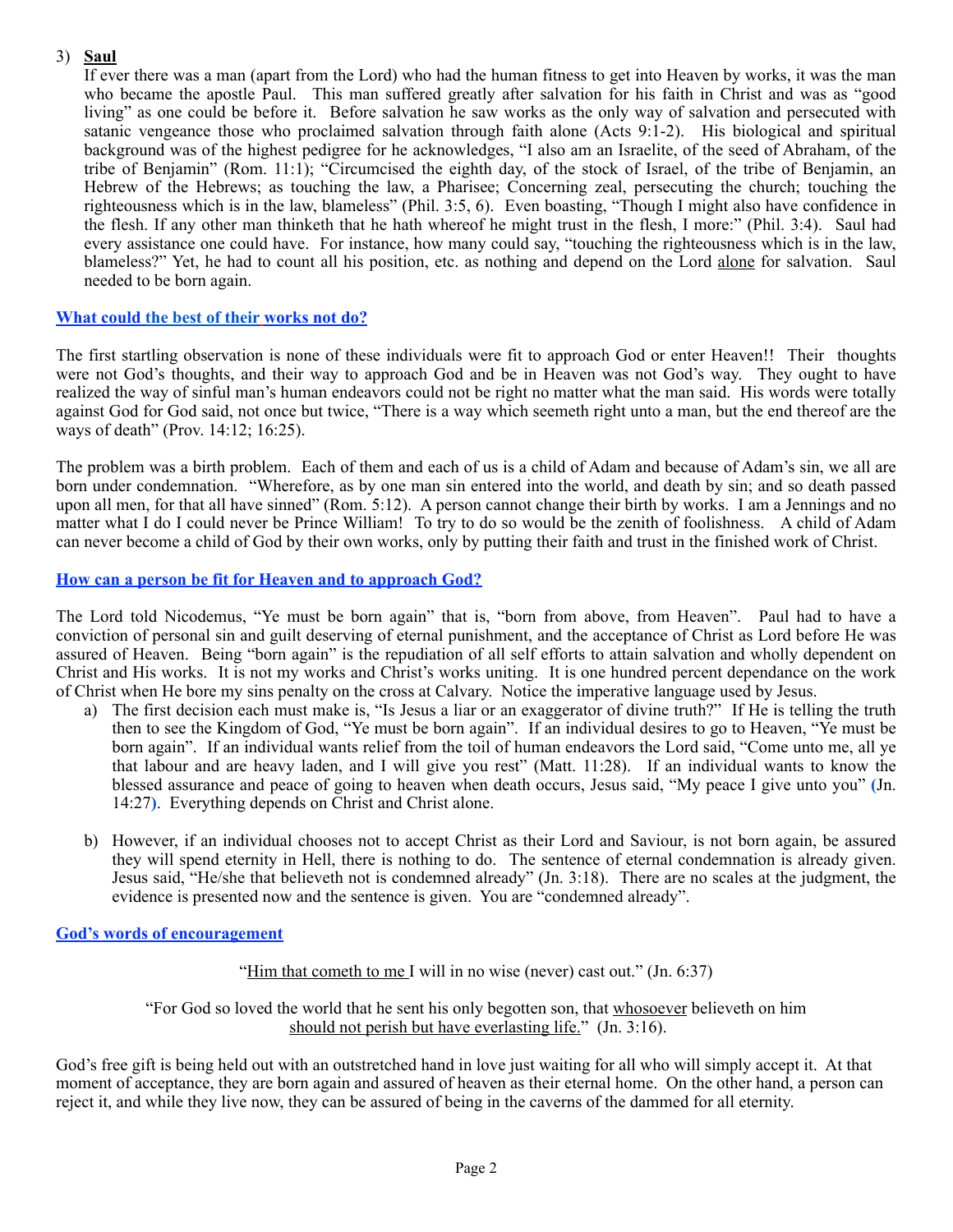3) **<u>Saul</u>**

   If ever there was a man (apart from the Lord) who had the human fitness to get into Heaven by works, it was the man who became the apostle Paul. This man suffered greatly after salvation for his faith in Christ and was as "good living" as one could be before it. Before salvation he saw works as the only way of salvation and persecuted with satanic vengeance those who proclaimed salvation through faith alone (Acts 9:1-2). His biological and spiritual background was of the highest pedigree for he acknowledges, "I also am an Israelite, of the seed of Abraham, of the tribe of Benjamin" (Rom. 11:1); "Circumcised the eighth day, of the stock of Israel, of the tribe of Benjamin, an Hebrew of the Hebrews; as touching the law, a Pharisee; Concerning zeal, persecuting the church; touching the righteousness which is in the law, blameless" (Phil. 3:5, 6). Even boasting, "Though I might also have confidence in the flesh. If any other man thinketh that he hath whereof he might trust in the flesh, I more:" (Phil. 3:4). Saul had every assistance one could have. For instance, how many could say, "touching the righteousness which is in the law, blameless?" Yet, he had to count all his position, etc. as nothing and depend on the Lord <u>alone</u> for salvation. Saul needed to be born again.

## <u>What could the best of their works not do?</u>

The first startling observation is none of these individuals were fit to approach God or enter Heaven!! Their thoughts were not God's thoughts, and their way to approach God and be in Heaven was not God's way. They ought to have realized the way of sinful man's human endeavors could not be right no matter what the man said. His words were totally against God for God said, not once but twice, "There is a way which seemeth right unto a man, but the end thereof are the ways of death" (Prov. 14:12; 16:25).

The problem was a birth problem. Each of them and each of us is a child of Adam and because of Adam's sin, we all are born under condemnation. "Wherefore, as by one man sin entered into the world, and death by sin; and so death passed upon all men, for that all have sinned" (Rom. 5:12). A person cannot change their birth by works. I am a Jennings and no matter what I do I could never be Prince William! To try to do so would be the zenith of foolishness. A child of Adam can never become a child of God by their own works, only by putting their faith and trust in the finished work of Christ.

## <u>How can a person be fit for Heaven and to approach God?</u>

The Lord told Nicodemus, "Ye must be born again" that is, "born from above, from Heaven". Paul had to have a conviction of personal sin and guilt deserving of eternal punishment, and the acceptance of Christ as Lord before He was assured of Heaven. Being "born again" is the repudiation of all self efforts to attain salvation and wholly dependent on Christ and His works. It is not my works and Christ's works uniting. It is one hundred percent dependance on the work of Christ when He bore my sins penalty on the cross at Calvary. Notice the imperative language used by Jesus.

a) The first decision each must make is, "Is Jesus a liar or an exaggerator of divine truth?" If He is telling the truth then to see the Kingdom of God, "Ye must be born again". If an individual desires to go to Heaven, "Ye must be born again". If an individual wants relief from the toil of human endeavors the Lord said, "Come unto me, all ye that labour and are heavy laden, and I will give you rest" (Matt. 11:28). If an individual wants to know the blessed assurance and peace of going to heaven when death occurs, Jesus said, "My peace I give unto you" (Jn. 14:27). Everything depends on Christ and Christ alone.

b) However, if an individual chooses not to accept Christ as their Lord and Saviour, is not born again, be assured they will spend eternity in Hell, there is nothing to do. The sentence of eternal condemnation is already given. Jesus said, "He/she that believeth not is condemned already" (Jn. 3:18). There are no scales at the judgment, the evidence is presented now and the sentence is given. You are "condemned already".

## <u>God's words of encouragement</u>

"<u>Him that cometh to me</u> I will in no wise (never) cast out." (Jn. 6:37)

"For God so loved the world that he sent his only begotten son, that <u>whosoever</u> believeth on him <u>should not perish but have everlasting life.</u>" (Jn. 3:16).

God's free gift is being held out with an outstretched hand in love just waiting for all who will simply accept it. At that moment of acceptance, they are born again and assured of heaven as their eternal home. On the other hand, a person can reject it, and while they live now, they can be assured of being in the caverns of the dammed for all eternity.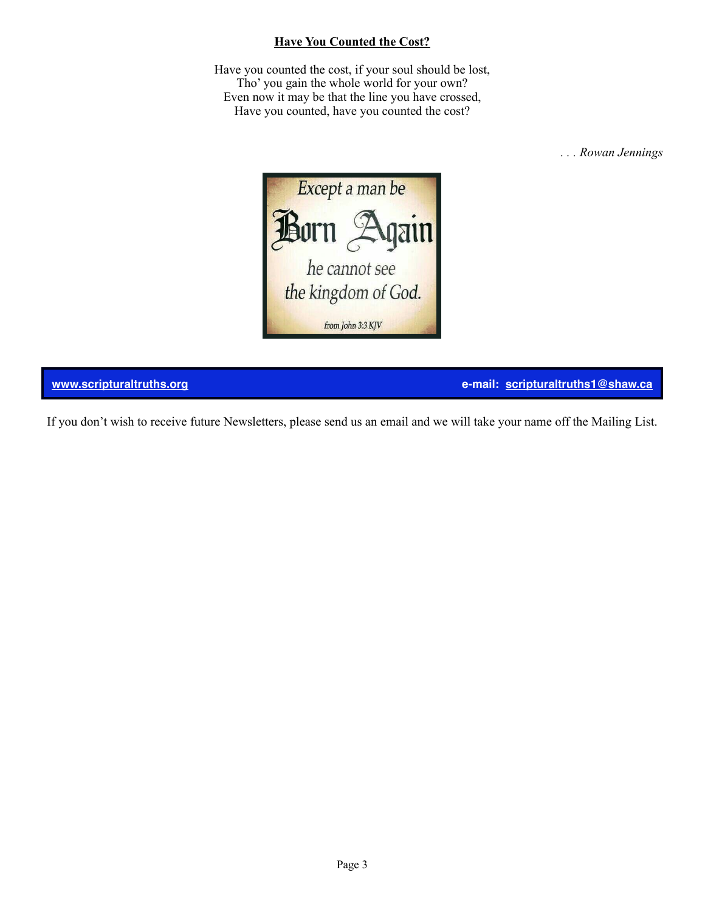**Have You Counted the Cost?**

Have you counted the cost, if your soul should be lost,
Tho' you gain the whole world for your own?
Even now it may be that the line you have crossed,
Have you counted, have you counted the cost?

*. . . Rowan Jennings*

Except a man be Born Again he cannot see the kingdom of God.

from John 3:3 KJV

**www.scripturaltruths.org** **e-mail: scripturaltruths1@shaw.ca**

If you don't wish to receive future Newsletters, please send us an email and we will take your name off the Mailing List.